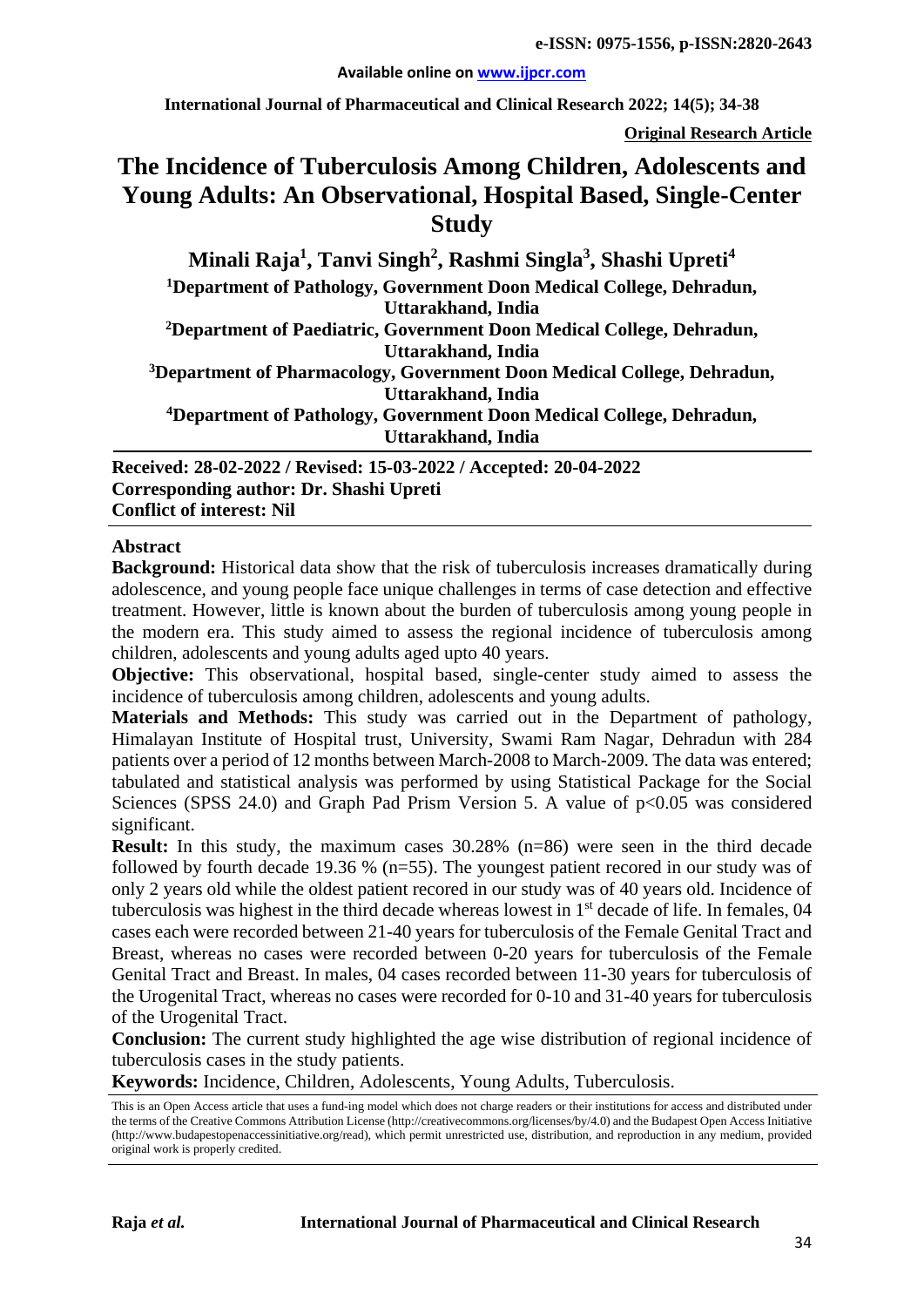# The Incidence of Tuberculosis Among Children, Adolescents and Young Adults: An Observational, Hospital Based, Single-Center Study

**Original Research Article**

**Minali Raja[1], Tanvi Singh[2], Rashmi Singla[3], Shashi Upreti[4]**

[1]Department of Pathology, Government Doon Medical College, Dehradun, Uttarakhand, India

[2]Department of Paediatric, Government Doon Medical College, Dehradun, Uttarakhand, India

[3]Department of Pharmacology, Government Doon Medical College, Dehradun, Uttarakhand, India

[4]Department of Pathology, Government Doon Medical College, Dehradun, Uttarakhand, India

**Received: 28-02-2022 / Revised: 15-03-2022 / Accepted: 20-04-2022**
**Corresponding author: Dr. Shashi Upreti**
**Conflict of interest: Nil**

## Abstract

**Background:** Historical data show that the risk of tuberculosis increases dramatically during adolescence, and young people face unique challenges in terms of case detection and effective treatment. However, little is known about the burden of tuberculosis among young people in the modern era. This study aimed to assess the regional incidence of tuberculosis among children, adolescents and young adults aged upto 40 years.

**Objective:** This observational, hospital based, single-center study aimed to assess the incidence of tuberculosis among children, adolescents and young adults.

**Materials and Methods:** This study was carried out in the Department of pathology, Himalayan Institute of Hospital trust, University, Swami Ram Nagar, Dehradun with 284 patients over a period of 12 months between March-2008 to March-2009. The data was entered; tabulated and statistical analysis was performed by using Statistical Package for the Social Sciences (SPSS 24.0) and Graph Pad Prism Version 5. A value of $p<0.05$ was considered significant.

**Result:** In this study, the maximum cases 30.28% (n=86) were seen in the third decade followed by fourth decade 19.36 % (n=55). The youngest patient recored in our study was of only 2 years old while the oldest patient recored in our study was of 40 years old. Incidence of tuberculosis was highest in the third decade whereas lowest in 1st decade of life. In females, 04 cases each were recorded between 21-40 years for tuberculosis of the Female Genital Tract and Breast, whereas no cases were recorded between 0-20 years for tuberculosis of the Female Genital Tract and Breast. In males, 04 cases recorded between 11-30 years for tuberculosis of the Urogenital Tract, whereas no cases were recorded for 0-10 and 31-40 years for tuberculosis of the Urogenital Tract.

**Conclusion:** The current study highlighted the age wise distribution of regional incidence of tuberculosis cases in the study patients.

**Keywords:** Incidence, Children, Adolescents, Young Adults, Tuberculosis.

This is an Open Access article that uses a fund-ing model which does not charge readers or their institutions for access and distributed under the terms of the Creative Commons Attribution License (http://creativecommons.org/licenses/by/4.0) and the Budapest Open Access Initiative (http://www.budapestopenaccessinitiative.org/read), which permit unrestricted use, distribution, and reproduction in any medium, provided original work is properly credited.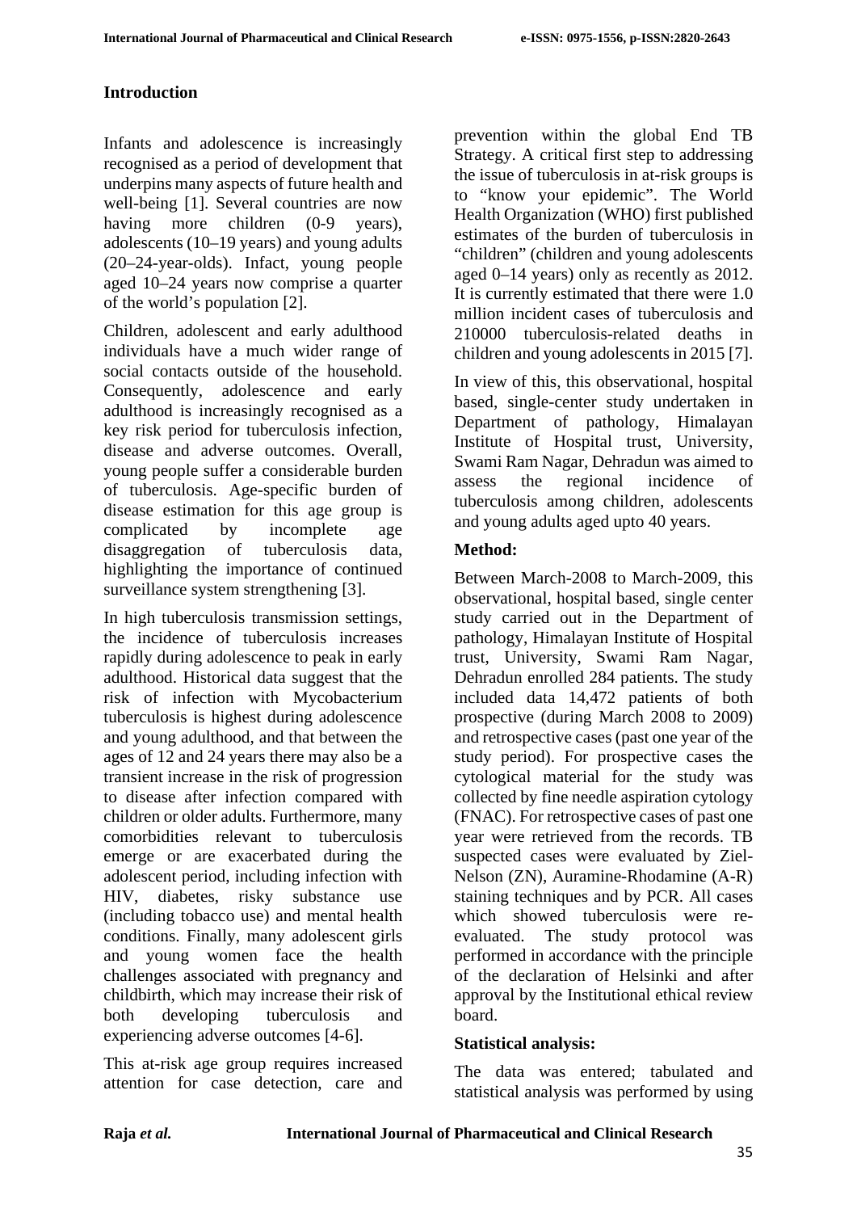## Introduction

Infants and adolescence is increasingly recognised as a period of development that underpins many aspects of future health and well-being [1]. Several countries are now having more children (0-9 years), adolescents (10–19 years) and young adults (20–24-year-olds). Infact, young people aged 10–24 years now comprise a quarter of the world's population [2].

Children, adolescent and early adulthood individuals have a much wider range of social contacts outside of the household. Consequently, adolescence and early adulthood is increasingly recognised as a key risk period for tuberculosis infection, disease and adverse outcomes. Overall, young people suffer a considerable burden of tuberculosis. Age-specific burden of disease estimation for this age group is complicated by incomplete age disaggregation of tuberculosis data, highlighting the importance of continued surveillance system strengthening [3].

In high tuberculosis transmission settings, the incidence of tuberculosis increases rapidly during adolescence to peak in early adulthood. Historical data suggest that the risk of infection with Mycobacterium tuberculosis is highest during adolescence and young adulthood, and that between the ages of 12 and 24 years there may also be a transient increase in the risk of progression to disease after infection compared with children or older adults. Furthermore, many comorbidities relevant to tuberculosis emerge or are exacerbated during the adolescent period, including infection with HIV, diabetes, risky substance use (including tobacco use) and mental health conditions. Finally, many adolescent girls and young women face the health challenges associated with pregnancy and childbirth, which may increase their risk of both developing tuberculosis and experiencing adverse outcomes [4-6].

This at-risk age group requires increased attention for case detection, care and prevention within the global End TB Strategy. A critical first step to addressing the issue of tuberculosis in at-risk groups is to "know your epidemic". The World Health Organization (WHO) first published estimates of the burden of tuberculosis in "children" (children and young adolescents aged 0–14 years) only as recently as 2012. It is currently estimated that there were 1.0 million incident cases of tuberculosis and 210000 tuberculosis-related deaths in children and young adolescents in 2015 [7].

In view of this, this observational, hospital based, single-center study undertaken in Department of pathology, Himalayan Institute of Hospital trust, University, Swami Ram Nagar, Dehradun was aimed to assess the regional incidence of tuberculosis among children, adolescents and young adults aged upto 40 years.

## Method:

Between March-2008 to March-2009, this observational, hospital based, single center study carried out in the Department of pathology, Himalayan Institute of Hospital trust, University, Swami Ram Nagar, Dehradun enrolled 284 patients. The study included data 14,472 patients of both prospective (during March 2008 to 2009) and retrospective cases (past one year of the study period). For prospective cases the cytological material for the study was collected by fine needle aspiration cytology (FNAC). For retrospective cases of past one year were retrieved from the records. TB suspected cases were evaluated by Ziel-Nelson (ZN), Auramine-Rhodamine (A-R) staining techniques and by PCR. All cases which showed tuberculosis were re-evaluated. The study protocol was performed in accordance with the principle of the declaration of Helsinki and after approval by the Institutional ethical review board.

### Statistical analysis:

The data was entered; tabulated and statistical analysis was performed by using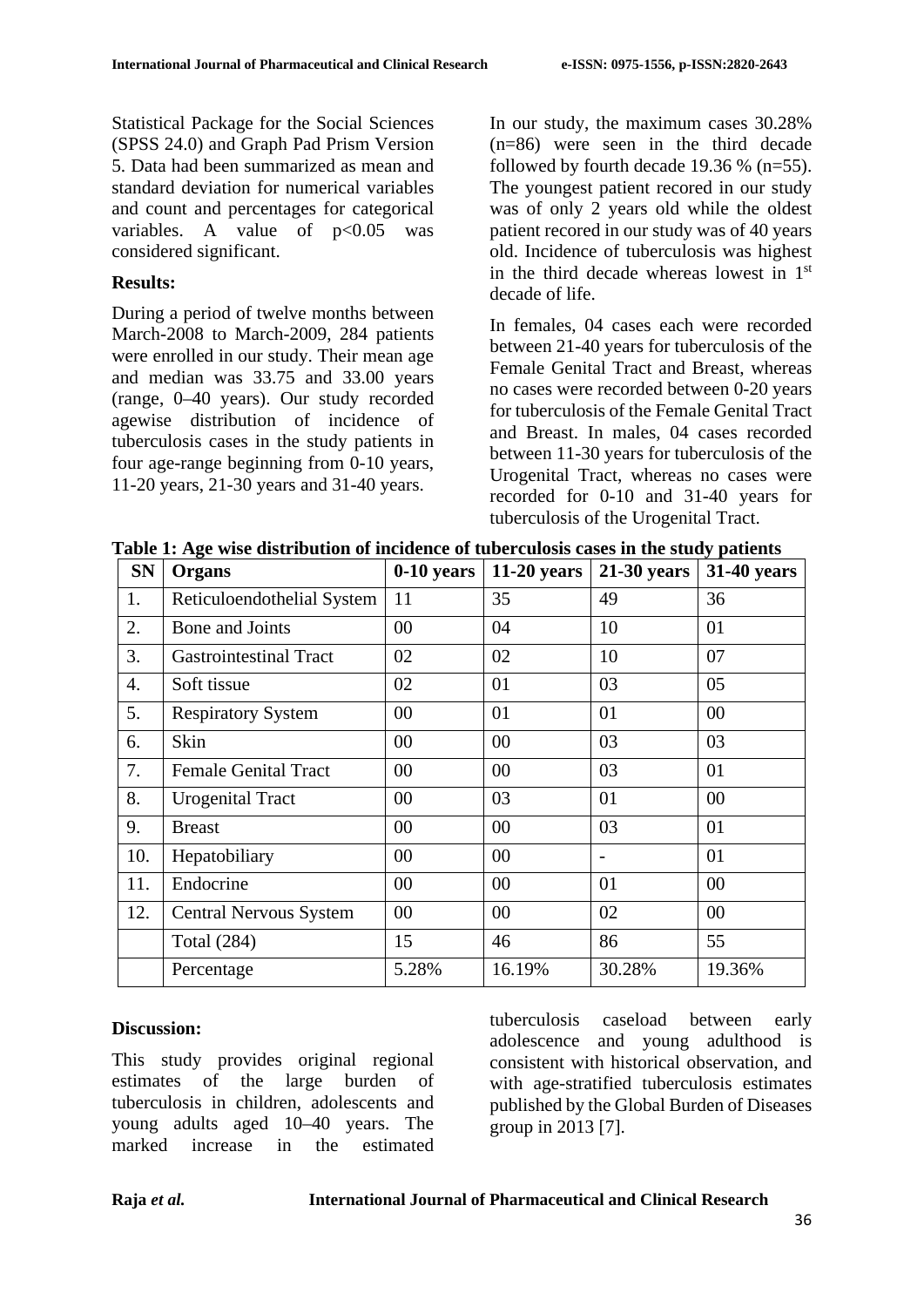Statistical Package for the Social Sciences (SPSS 24.0) and Graph Pad Prism Version 5. Data had been summarized as mean and standard deviation for numerical variables and count and percentages for categorical variables. A value of $p<0.05$ was considered significant.

## Results:

During a period of twelve months between March-2008 to March-2009, 284 patients were enrolled in our study. Their mean age and median was 33.75 and 33.00 years (range, 0–40 years). Our study recorded agewise distribution of incidence of tuberculosis cases in the study patients in four age-range beginning from 0-10 years, 11-20 years, 21-30 years and 31-40 years.

In our study, the maximum cases 30.28% (n=86) were seen in the third decade followed by fourth decade 19.36 % (n=55). The youngest patient recored in our study was of only 2 years old while the oldest patient recored in our study was of 40 years old. Incidence of tuberculosis was highest in the third decade whereas lowest in 1st decade of life.

In females, 04 cases each were recorded between 21-40 years for tuberculosis of the Female Genital Tract and Breast, whereas no cases were recorded between 0-20 years for tuberculosis of the Female Genital Tract and Breast. In males, 04 cases recorded between 11-30 years for tuberculosis of the Urogenital Tract, whereas no cases were recorded for 0-10 and 31-40 years for tuberculosis of the Urogenital Tract.

**Table 1: Age wise distribution of incidence of tuberculosis cases in the study patients**

| SN | Organs | 0-10 years | 11-20 years | 21-30 years | 31-40 years |
|---|---|---|---|---|---|
| 1. | Reticuloendothelial System | 11 | 35 | 49 | 36 |
| 2. | Bone and Joints | 00 | 04 | 10 | 01 |
| 3. | Gastrointestinal Tract | 02 | 02 | 10 | 07 |
| 4. | Soft tissue | 02 | 01 | 03 | 05 |
| 5. | Respiratory System | 00 | 01 | 01 | 00 |
| 6. | Skin | 00 | 00 | 03 | 03 |
| 7. | Female Genital Tract | 00 | 00 | 03 | 01 |
| 8. | Urogenital Tract | 00 | 03 | 01 | 00 |
| 9. | Breast | 00 | 00 | 03 | 01 |
| 10. | Hepatobiliary | 00 | 00 | - | 01 |
| 11. | Endocrine | 00 | 00 | 01 | 00 |
| 12. | Central Nervous System | 00 | 00 | 02 | 00 |
| | Total (284) | 15 | 46 | 86 | 55 |
| | Percentage | 5.28% | 16.19% | 30.28% | 19.36% |

## Discussion:

This study provides original regional estimates of the large burden of tuberculosis in children, adolescents and young adults aged 10–40 years. The marked increase in the estimated tuberculosis caseload between early adolescence and young adulthood is consistent with historical observation, and with age-stratified tuberculosis estimates published by the Global Burden of Diseases group in 2013 [7].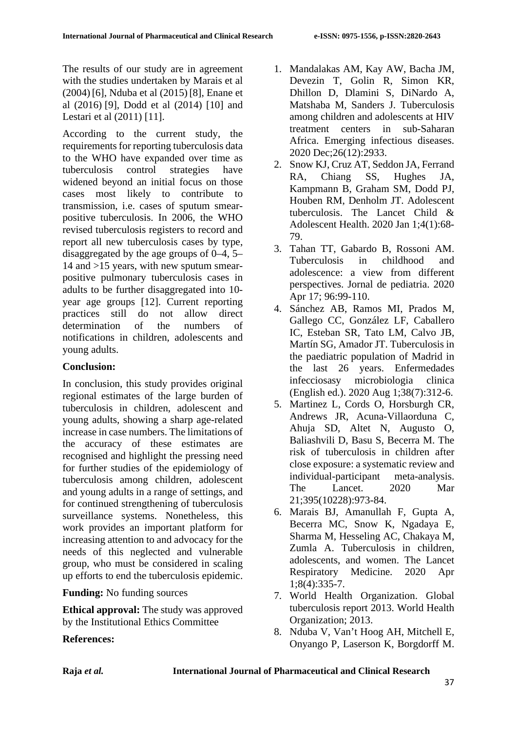The results of our study are in agreement with the studies undertaken by Marais et al (2004) [6], Nduba et al (2015) [8], Enane et al (2016) [9], Dodd et al (2014) [10] and Lestari et al (2011) [11].

According to the current study, the requirements for reporting tuberculosis data to the WHO have expanded over time as tuberculosis control strategies have widened beyond an initial focus on those cases most likely to contribute to transmission, i.e. cases of sputum smear-positive tuberculosis. In 2006, the WHO revised tuberculosis registers to record and report all new tuberculosis cases by type, disaggregated by the age groups of 0–4, 5–14 and >15 years, with new sputum smear-positive pulmonary tuberculosis cases in adults to be further disaggregated into 10-year age groups [12]. Current reporting practices still do not allow direct determination of the numbers of notifications in children, adolescents and young adults.

**Conclusion:**

In conclusion, this study provides original regional estimates of the large burden of tuberculosis in children, adolescent and young adults, showing a sharp age-related increase in case numbers. The limitations of the accuracy of these estimates are recognised and highlight the pressing need for further studies of the epidemiology of tuberculosis among children, adolescent and young adults in a range of settings, and for continued strengthening of tuberculosis surveillance systems. Nonetheless, this work provides an important platform for increasing attention to and advocacy for the needs of this neglected and vulnerable group, who must be considered in scaling up efforts to end the tuberculosis epidemic.

**Funding:** No funding sources

**Ethical approval:** The study was approved by the Institutional Ethics Committee

**References:**

1. Mandalakas AM, Kay AW, Bacha JM, Devezin T, Golin R, Simon KR, Dhillon D, Dlamini S, DiNardo A, Matshaba M, Sanders J. Tuberculosis among children and adolescents at HIV treatment centers in sub-Saharan Africa. Emerging infectious diseases. 2020 Dec;26(12):2933.
2. Snow KJ, Cruz AT, Seddon JA, Ferrand RA, Chiang SS, Hughes JA, Kampmann B, Graham SM, Dodd PJ, Houben RM, Denholm JT. Adolescent tuberculosis. The Lancet Child & Adolescent Health. 2020 Jan 1;4(1):68-79.
3. Tahan TT, Gabardo B, Rossoni AM. Tuberculosis in childhood and adolescence: a view from different perspectives. Jornal de pediatria. 2020 Apr 17; 96:99-110.
4. Sánchez AB, Ramos MI, Prados M, Gallego CC, González LF, Caballero IC, Esteban SR, Tato LM, Calvo JB, Martín SG, Amador JT. Tuberculosis in the paediatric population of Madrid in the last 26 years. Enfermedades infecciosasy microbiologia clinica (English ed.). 2020 Aug 1;38(7):312-6.
5. Martinez L, Cords O, Horsburgh CR, Andrews JR, Acuna-Villaorduna C, Ahuja SD, Altet N, Augusto O, Baliashvili D, Basu S, Becerra M. The risk of tuberculosis in children after close exposure: a systematic review and individual-participant meta-analysis. The Lancet. 2020 Mar 21;395(10228):973-84.
6. Marais BJ, Amanullah F, Gupta A, Becerra MC, Snow K, Ngadaya E, Sharma M, Hesseling AC, Chakaya M, Zumla A. Tuberculosis in children, adolescents, and women. The Lancet Respiratory Medicine. 2020 Apr 1;8(4):335-7.
7. World Health Organization. Global tuberculosis report 2013. World Health Organization; 2013.
8. Nduba V, Van't Hoog AH, Mitchell E, Onyango P, Laserson K, Borgdorff M.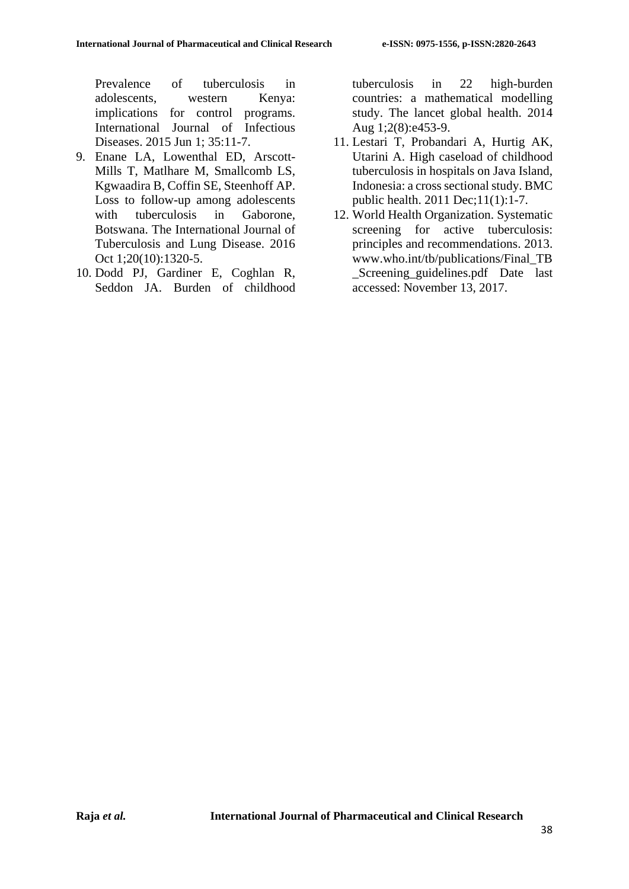Prevalence of tuberculosis in adolescents, western Kenya: implications for control programs. International Journal of Infectious Diseases. 2015 Jun 1; 35:11-7.

9. Enane LA, Lowenthal ED, Arscott-Mills T, Matlhare M, Smallcomb LS, Kgwaadira B, Coffin SE, Steenhoff AP. Loss to follow-up among adolescents with tuberculosis in Gaborone, Botswana. The International Journal of Tuberculosis and Lung Disease. 2016 Oct 1;20(10):1320-5.
10. Dodd PJ, Gardiner E, Coghlan R, Seddon JA. Burden of childhood tuberculosis in 22 high-burden countries: a mathematical modelling study. The lancet global health. 2014 Aug 1;2(8):e453-9.
11. Lestari T, Probandari A, Hurtig AK, Utarini A. High caseload of childhood tuberculosis in hospitals on Java Island, Indonesia: a cross sectional study. BMC public health. 2011 Dec;11(1):1-7.
12. World Health Organization. Systematic screening for active tuberculosis: principles and recommendations. 2013. www.who.int/tb/publications/Final_TB_Screening_guidelines.pdf Date last accessed: November 13, 2017.